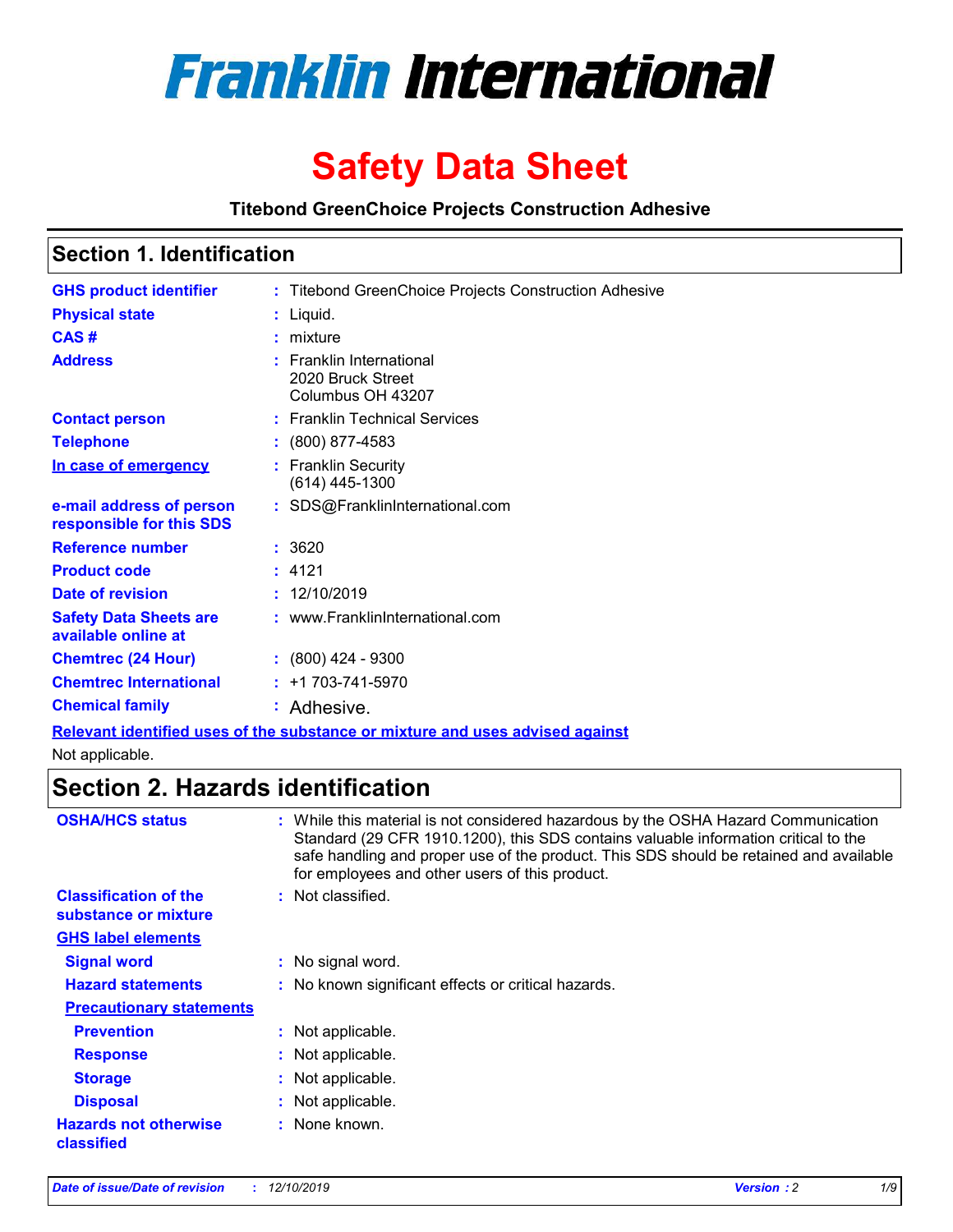# Franklin International

# Safety Data Sheet

**Titebond GreenChoice Projects Construction Adhesive**

## Section 1. Identification

| | |
|---|---|
| **GHS product identifier** | : Titebond GreenChoice Projects Construction Adhesive |
| **Physical state** | : Liquid. |
| **CAS #** | : mixture |
| **Address** | : Franklin International<br>2020 Bruck Street<br>Columbus OH 43207 |
| **Contact person** | : Franklin Technical Services |
| **Telephone** | : (800) 877-4583 |
| **In case of emergency** | : Franklin Security<br>(614) 445-1300 |
| **e-mail address of person responsible for this SDS** | : SDS@FranklinInternational.com |
| **Reference number** | : 3620 |
| **Product code** | : 4121 |
| **Date of revision** | : 12/10/2019 |
| **Safety Data Sheets are available online at** | : www.FranklinInternational.com |
| **Chemtrec (24 Hour)** | : (800) 424 - 9300 |
| **Chemtrec International** | : +1 703-741-5970 |
| **Chemical family** | : Adhesive. |

**Relevant identified uses of the substance or mixture and uses advised against**

Not applicable.

## Section 2. Hazards identification

| | |
|---|---|
| **OSHA/HCS status** | : While this material is not considered hazardous by the OSHA Hazard Communication Standard (29 CFR 1910.1200), this SDS contains valuable information critical to the safe handling and proper use of the product. This SDS should be retained and available for employees and other users of this product. |
| **Classification of the substance or mixture** | : Not classified. |

**GHS label elements**

| | |
|---|---|
| **Signal word** | : No signal word. |
| **Hazard statements** | : No known significant effects or critical hazards. |

**Precautionary statements**

| | |
|---|---|
| **Prevention** | : Not applicable. |
| **Response** | : Not applicable. |
| **Storage** | : Not applicable. |
| **Disposal** | : Not applicable. |
| **Hazards not otherwise classified** | : None known. |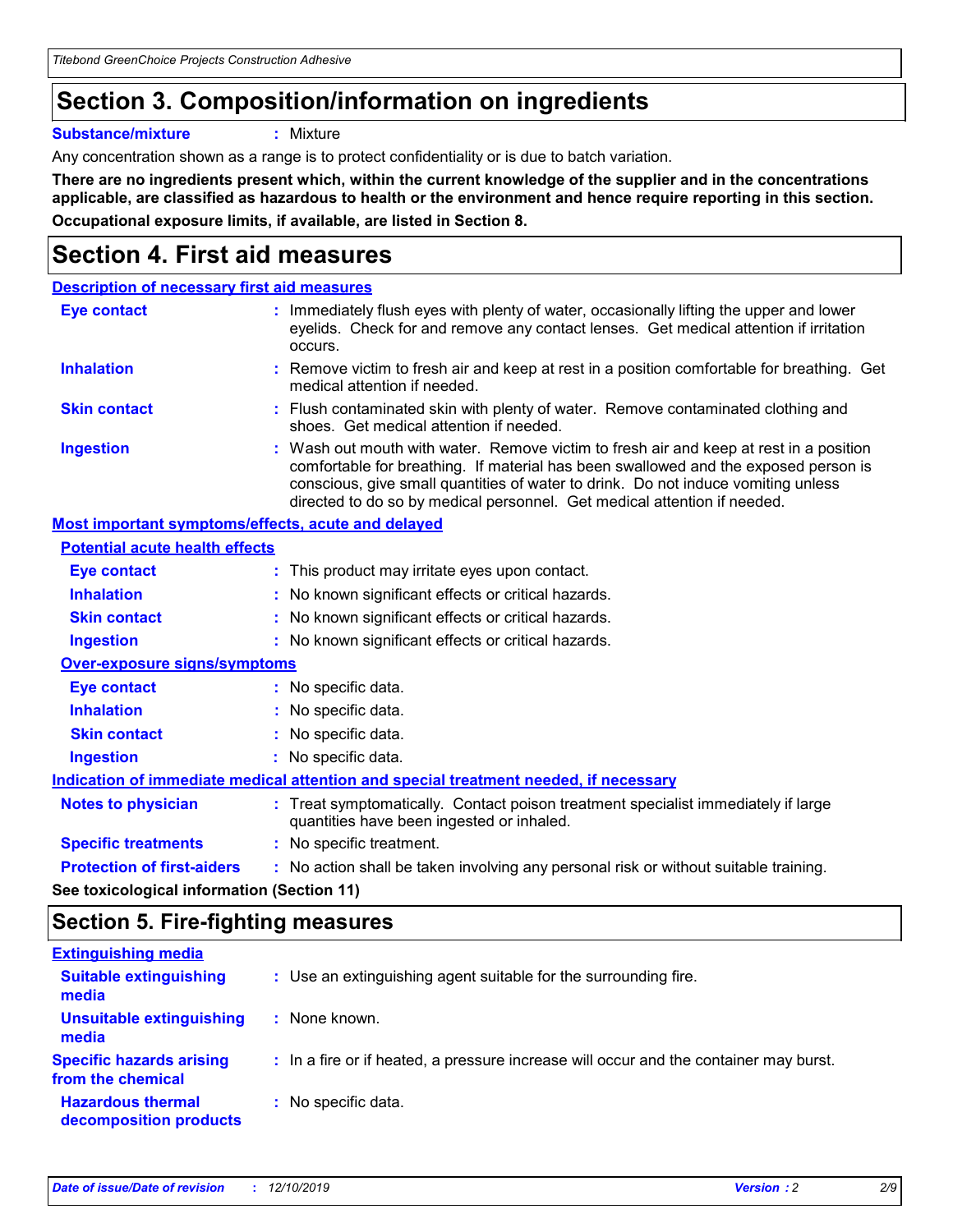## Section 3. Composition/information on ingredients

**Substance/mixture** : Mixture

Any concentration shown as a range is to protect confidentiality or is due to batch variation.

**There are no ingredients present which, within the current knowledge of the supplier and in the concentrations applicable, are classified as hazardous to health or the environment and hence require reporting in this section.**

**Occupational exposure limits, if available, are listed in Section 8.**

## Section 4. First aid measures

### Description of necessary first aid measures

**Eye contact** : Immediately flush eyes with plenty of water, occasionally lifting the upper and lower eyelids. Check for and remove any contact lenses. Get medical attention if irritation occurs.

**Inhalation** : Remove victim to fresh air and keep at rest in a position comfortable for breathing. Get medical attention if needed.

**Skin contact** : Flush contaminated skin with plenty of water. Remove contaminated clothing and shoes. Get medical attention if needed.

**Ingestion** : Wash out mouth with water. Remove victim to fresh air and keep at rest in a position comfortable for breathing. If material has been swallowed and the exposed person is conscious, give small quantities of water to drink. Do not induce vomiting unless directed to do so by medical personnel. Get medical attention if needed.

### Most important symptoms/effects, acute and delayed

#### Potential acute health effects

**Eye contact** : This product may irritate eyes upon contact.

**Inhalation** : No known significant effects or critical hazards.

**Skin contact** : No known significant effects or critical hazards.

**Ingestion** : No known significant effects or critical hazards.

#### Over-exposure signs/symptoms

**Eye contact** : No specific data.

**Inhalation** : No specific data.

**Skin contact** : No specific data.

**Ingestion** : No specific data.

### Indication of immediate medical attention and special treatment needed, if necessary

**Notes to physician** : Treat symptomatically. Contact poison treatment specialist immediately if large quantities have been ingested or inhaled.

**Specific treatments** : No specific treatment.

**Protection of first-aiders** : No action shall be taken involving any personal risk or without suitable training.

**See toxicological information (Section 11)**

## Section 5. Fire-fighting measures

### Extinguishing media

**Suitable extinguishing media** : Use an extinguishing agent suitable for the surrounding fire.

**Unsuitable extinguishing media** : None known.

**Specific hazards arising from the chemical** : In a fire or if heated, a pressure increase will occur and the container may burst.

**Hazardous thermal decomposition products** : No specific data.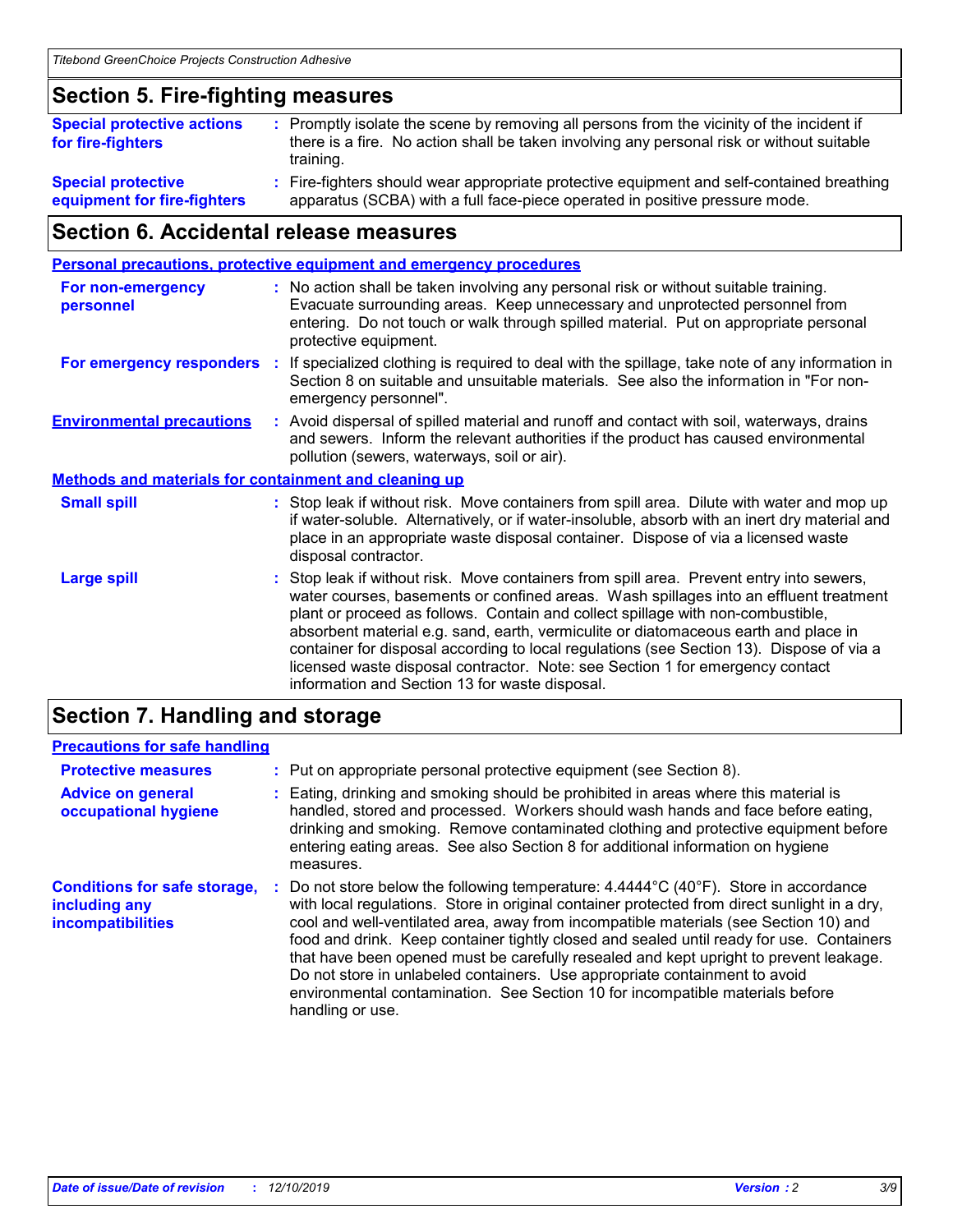## Section 5. Fire-fighting measures

**Special protective actions for fire-fighters** : Promptly isolate the scene by removing all persons from the vicinity of the incident if there is a fire. No action shall be taken involving any personal risk or without suitable training.

**Special protective equipment for fire-fighters** : Fire-fighters should wear appropriate protective equipment and self-contained breathing apparatus (SCBA) with a full face-piece operated in positive pressure mode.

## Section 6. Accidental release measures

### Personal precautions, protective equipment and emergency procedures

**For non-emergency personnel** : No action shall be taken involving any personal risk or without suitable training. Evacuate surrounding areas. Keep unnecessary and unprotected personnel from entering. Do not touch or walk through spilled material. Put on appropriate personal protective equipment.

**For emergency responders** : If specialized clothing is required to deal with the spillage, take note of any information in Section 8 on suitable and unsuitable materials. See also the information in "For non-emergency personnel".

**Environmental precautions** : Avoid dispersal of spilled material and runoff and contact with soil, waterways, drains and sewers. Inform the relevant authorities if the product has caused environmental pollution (sewers, waterways, soil or air).

### Methods and materials for containment and cleaning up

**Small spill** : Stop leak if without risk. Move containers from spill area. Dilute with water and mop up if water-soluble. Alternatively, or if water-insoluble, absorb with an inert dry material and place in an appropriate waste disposal container. Dispose of via a licensed waste disposal contractor.

**Large spill** : Stop leak if without risk. Move containers from spill area. Prevent entry into sewers, water courses, basements or confined areas. Wash spillages into an effluent treatment plant or proceed as follows. Contain and collect spillage with non-combustible, absorbent material e.g. sand, earth, vermiculite or diatomaceous earth and place in container for disposal according to local regulations (see Section 13). Dispose of via a licensed waste disposal contractor. Note: see Section 1 for emergency contact information and Section 13 for waste disposal.

## Section 7. Handling and storage

### Precautions for safe handling

**Protective measures** : Put on appropriate personal protective equipment (see Section 8).

**Advice on general occupational hygiene** : Eating, drinking and smoking should be prohibited in areas where this material is handled, stored and processed. Workers should wash hands and face before eating, drinking and smoking. Remove contaminated clothing and protective equipment before entering eating areas. See also Section 8 for additional information on hygiene measures.

**Conditions for safe storage, including any incompatibilities** : Do not store below the following temperature: 4.4444°C (40°F). Store in accordance with local regulations. Store in original container protected from direct sunlight in a dry, cool and well-ventilated area, away from incompatible materials (see Section 10) and food and drink. Keep container tightly closed and sealed until ready for use. Containers that have been opened must be carefully resealed and kept upright to prevent leakage. Do not store in unlabeled containers. Use appropriate containment to avoid environmental contamination. See Section 10 for incompatible materials before handling or use.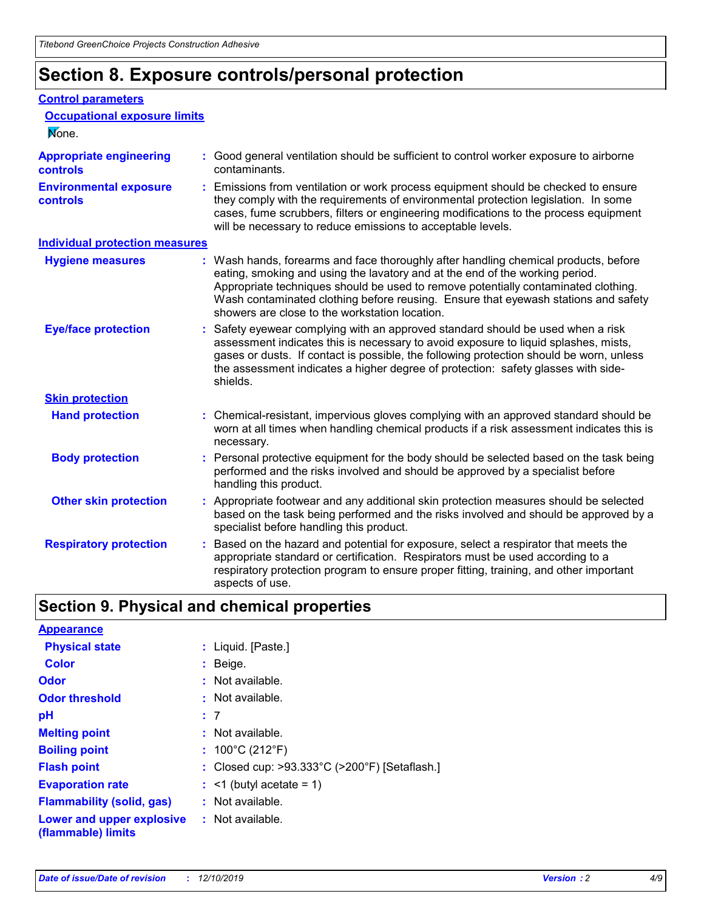# Section 8. Exposure controls/personal protection

## Control parameters

### Occupational exposure limits

None.

**Appropriate engineering controls** : Good general ventilation should be sufficient to control worker exposure to airborne contaminants.

**Environmental exposure controls** : Emissions from ventilation or work process equipment should be checked to ensure they comply with the requirements of environmental protection legislation. In some cases, fume scrubbers, filters or engineering modifications to the process equipment will be necessary to reduce emissions to acceptable levels.

## Individual protection measures

**Hygiene measures** : Wash hands, forearms and face thoroughly after handling chemical products, before eating, smoking and using the lavatory and at the end of the working period. Appropriate techniques should be used to remove potentially contaminated clothing. Wash contaminated clothing before reusing. Ensure that eyewash stations and safety showers are close to the workstation location.

**Eye/face protection** : Safety eyewear complying with an approved standard should be used when a risk assessment indicates this is necessary to avoid exposure to liquid splashes, mists, gases or dusts. If contact is possible, the following protection should be worn, unless the assessment indicates a higher degree of protection: safety glasses with side-shields.

### Skin protection

**Hand protection** : Chemical-resistant, impervious gloves complying with an approved standard should be worn at all times when handling chemical products if a risk assessment indicates this is necessary.

**Body protection** : Personal protective equipment for the body should be selected based on the task being performed and the risks involved and should be approved by a specialist before handling this product.

**Other skin protection** : Appropriate footwear and any additional skin protection measures should be selected based on the task being performed and the risks involved and should be approved by a specialist before handling this product.

**Respiratory protection** : Based on the hazard and potential for exposure, select a respirator that meets the appropriate standard or certification. Respirators must be used according to a respiratory protection program to ensure proper fitting, training, and other important aspects of use.

# Section 9. Physical and chemical properties

## Appearance

**Physical state** : Liquid. [Paste.]

**Color** : Beige.

**Odor** : Not available.

**Odor threshold** : Not available.

**pH** : 7

**Melting point** : Not available.

**Boiling point** : 100°C (212°F)

**Flash point** : Closed cup: >93.333°C (>200°F) [Setaflash.]

**Evaporation rate** : <1 (butyl acetate = 1)

**Flammability (solid, gas)** : Not available.

**Lower and upper explosive (flammable) limits** : Not available.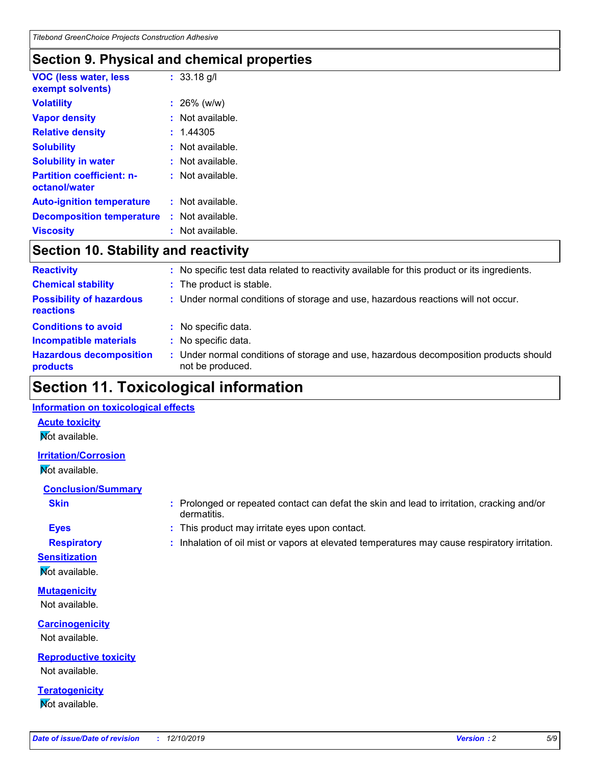## Section 9. Physical and chemical properties

| | |
|---|---|
| **VOC (less water, less exempt solvents)** | : 33.18 g/l |
| **Volatility** | : 26% (w/w) |
| **Vapor density** | : Not available. |
| **Relative density** | : 1.44305 |
| **Solubility** | : Not available. |
| **Solubility in water** | : Not available. |
| **Partition coefficient: n-octanol/water** | : Not available. |
| **Auto-ignition temperature** | : Not available. |
| **Decomposition temperature** | : Not available. |
| **Viscosity** | : Not available. |

## Section 10. Stability and reactivity

| | |
|---|---|
| **Reactivity** | : No specific test data related to reactivity available for this product or its ingredients. |
| **Chemical stability** | : The product is stable. |
| **Possibility of hazardous reactions** | : Under normal conditions of storage and use, hazardous reactions will not occur. |
| **Conditions to avoid** | : No specific data. |
| **Incompatible materials** | : No specific data. |
| **Hazardous decomposition products** | : Under normal conditions of storage and use, hazardous decomposition products should not be produced. |

## Section 11. Toxicological information

### Information on toxicological effects

**Acute toxicity**

Not available.

**Irritation/Corrosion**

Not available.

**Conclusion/Summary**

| | |
|---|---|
| **Skin** | : Prolonged or repeated contact can defat the skin and lead to irritation, cracking and/or dermatitis. |
| **Eyes** | : This product may irritate eyes upon contact. |
| **Respiratory** | : Inhalation of oil mist or vapors at elevated temperatures may cause respiratory irritation. |

**Sensitization**

Not available.

**Mutagenicity**

Not available.

**Carcinogenicity**

Not available.

**Reproductive toxicity**

Not available.

**Teratogenicity**

Not available.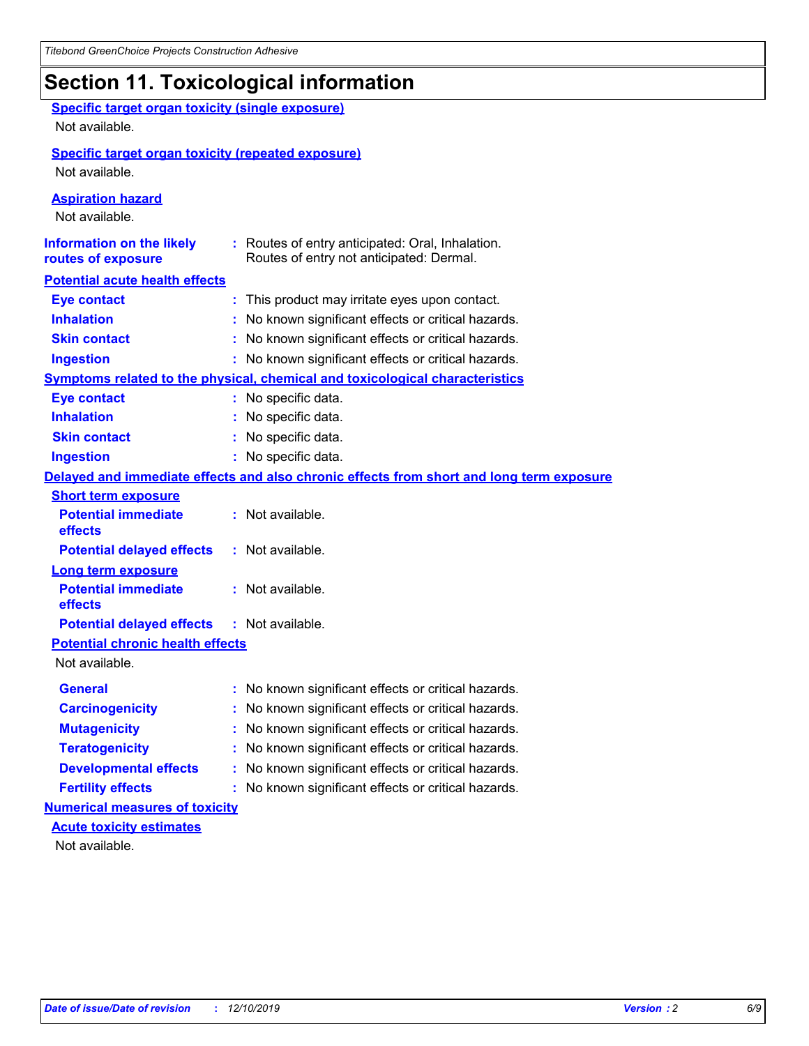# Section 11. Toxicological information

**Specific target organ toxicity (single exposure)**

Not available.

**Specific target organ toxicity (repeated exposure)**

Not available.

**Aspiration hazard**

Not available.

**Information on the likely routes of exposure** : Routes of entry anticipated: Oral, Inhalation. Routes of entry not anticipated: Dermal.

**Potential acute health effects**

- **Eye contact** : This product may irritate eyes upon contact.
- **Inhalation** : No known significant effects or critical hazards.
- **Skin contact** : No known significant effects or critical hazards.
- **Ingestion** : No known significant effects or critical hazards.

**Symptoms related to the physical, chemical and toxicological characteristics**

- **Eye contact** : No specific data.
- **Inhalation** : No specific data.
- **Skin contact** : No specific data.
- **Ingestion** : No specific data.

**Delayed and immediate effects and also chronic effects from short and long term exposure**

**Short term exposure**

- **Potential immediate effects** : Not available.
- **Potential delayed effects** : Not available.

**Long term exposure**

- **Potential immediate effects** : Not available.
- **Potential delayed effects** : Not available.

**Potential chronic health effects**

Not available.

- **General** : No known significant effects or critical hazards.
- **Carcinogenicity** : No known significant effects or critical hazards.
- **Mutagenicity** : No known significant effects or critical hazards.
- **Teratogenicity** : No known significant effects or critical hazards.
- **Developmental effects** : No known significant effects or critical hazards.
- **Fertility effects** : No known significant effects or critical hazards.

**Numerical measures of toxicity**

**Acute toxicity estimates**

Not available.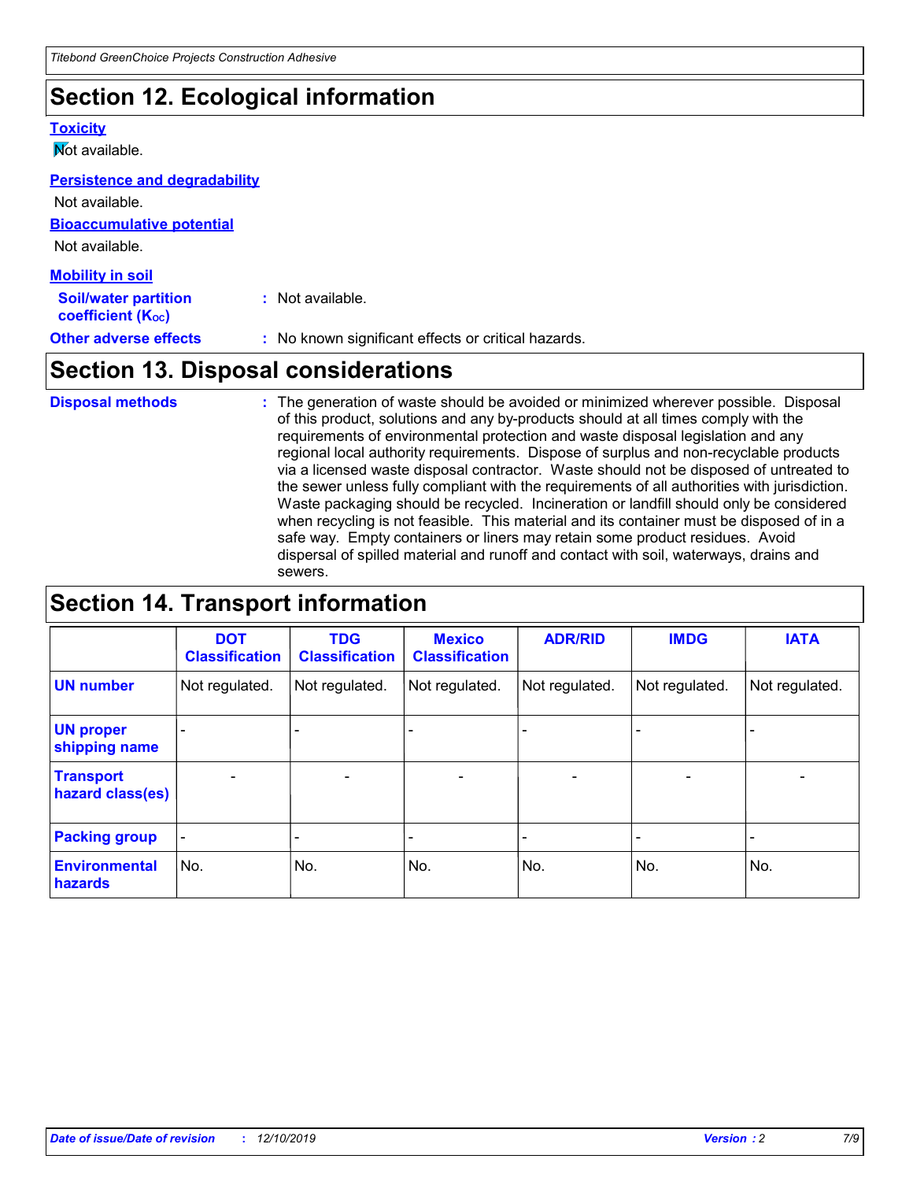# Section 12. Ecological information

### Toxicity

Not available.

### Persistence and degradability

Not available.

### Bioaccumulative potential

Not available.

### Mobility in soil

**Soil/water partition coefficient ($K_{OC}$)** : Not available.

**Other adverse effects** : No known significant effects or critical hazards.

# Section 13. Disposal considerations

**Disposal methods** : The generation of waste should be avoided or minimized wherever possible. Disposal of this product, solutions and any by-products should at all times comply with the requirements of environmental protection and waste disposal legislation and any regional local authority requirements. Dispose of surplus and non-recyclable products via a licensed waste disposal contractor. Waste should not be disposed of untreated to the sewer unless fully compliant with the requirements of all authorities with jurisdiction. Waste packaging should be recycled. Incineration or landfill should only be considered when recycling is not feasible. This material and its container must be disposed of in a safe way. Empty containers or liners may retain some product residues. Avoid dispersal of spilled material and runoff and contact with soil, waterways, drains and sewers.

# Section 14. Transport information

| | DOT Classification | TDG Classification | Mexico Classification | ADR/RID | IMDG | IATA |
|---|---|---|---|---|---|---|
| UN number | Not regulated. | Not regulated. | Not regulated. | Not regulated. | Not regulated. | Not regulated. |
| UN proper shipping name | - | - | - | - | - | - |
| Transport hazard class(es) | - | - | - | - | - | - |
| Packing group | - | - | - | - | - | - |
| Environmental hazards | No. | No. | No. | No. | No. | No. |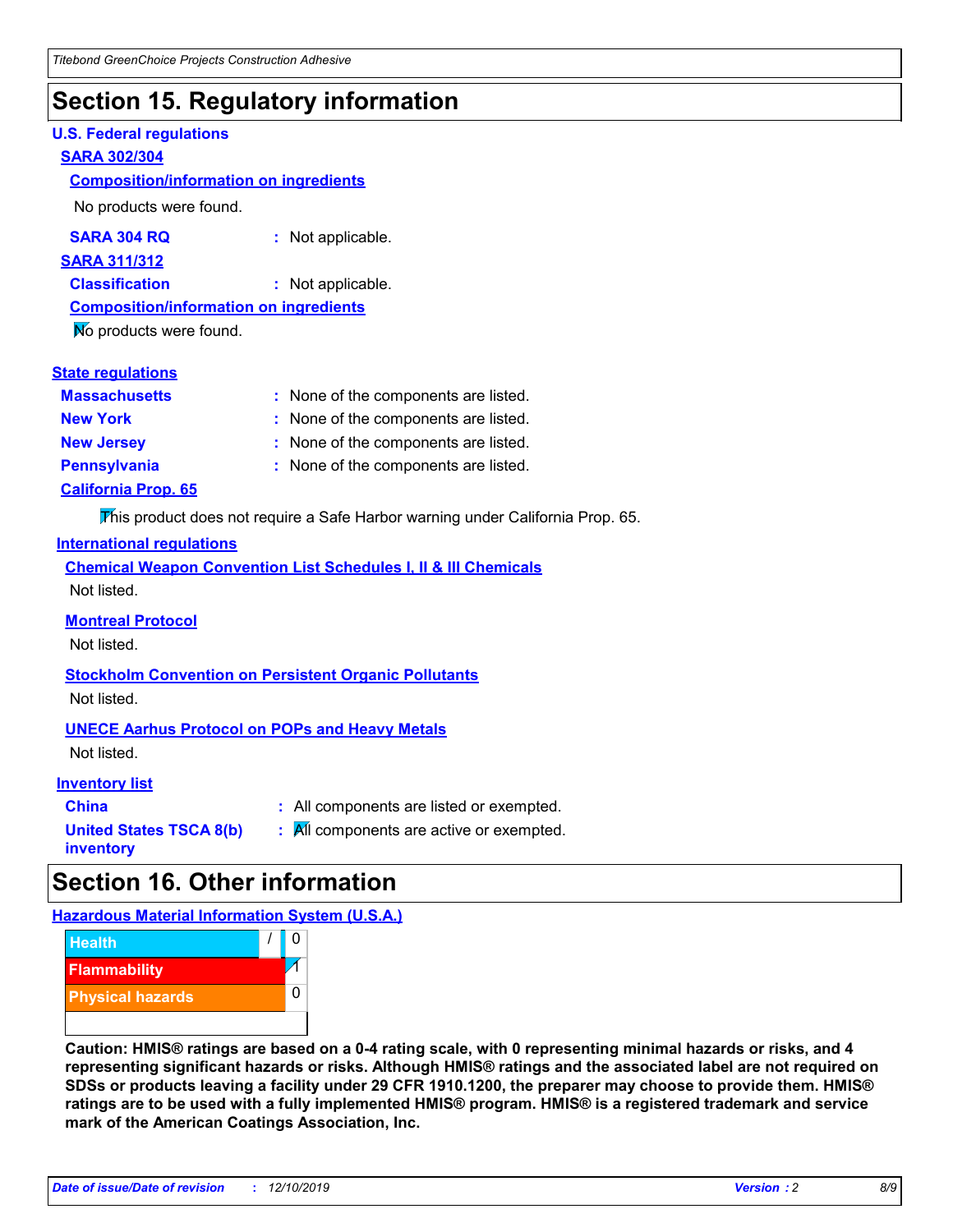# Section 15. Regulatory information

## U.S. Federal regulations

### SARA 302/304

**Composition/information on ingredients**

No products were found.

**SARA 304 RQ** : Not applicable.

### SARA 311/312

**Classification** : Not applicable.

**Composition/information on ingredients**

No products were found.

## State regulations

**Massachusetts** : None of the components are listed.

**New York** : None of the components are listed.

**New Jersey** : None of the components are listed.

**Pennsylvania** : None of the components are listed.

### California Prop. 65

This product does not require a Safe Harbor warning under California Prop. 65.

## International regulations

**Chemical Weapon Convention List Schedules I, II & III Chemicals**

Not listed.

**Montreal Protocol**

Not listed.

**Stockholm Convention on Persistent Organic Pollutants**

Not listed.

**UNECE Aarhus Protocol on POPs and Heavy Metals**

Not listed.

## Inventory list

**China** : All components are listed or exempted.

**United States TSCA 8(b) inventory** : All components are active or exempted.

# Section 16. Other information

## Hazardous Material Information System (U.S.A.)

| Hazard | Rating |
| --- | --- |
| Health | / 0 |
| Flammability | 1 |
| Physical hazards | 0 |

**Caution: HMIS® ratings are based on a 0-4 rating scale, with 0 representing minimal hazards or risks, and 4 representing significant hazards or risks. Although HMIS® ratings and the associated label are not required on SDSs or products leaving a facility under 29 CFR 1910.1200, the preparer may choose to provide them. HMIS® ratings are to be used with a fully implemented HMIS® program. HMIS® is a registered trademark and service mark of the American Coatings Association, Inc.**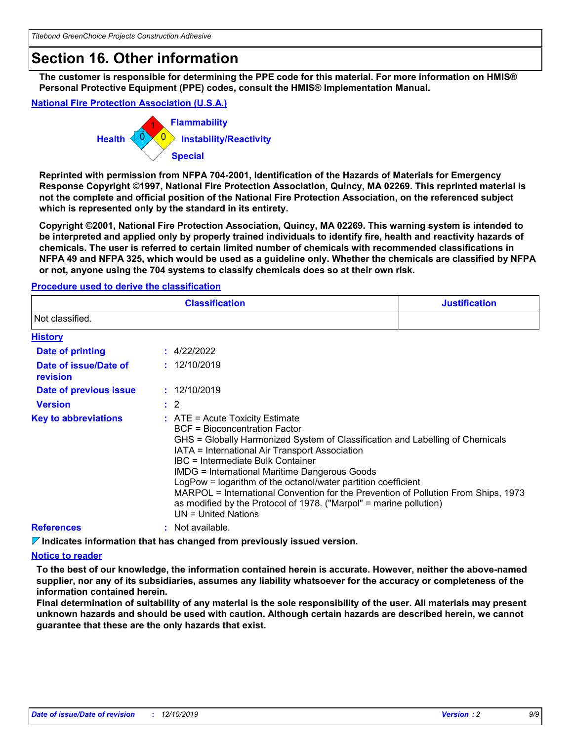# Section 16. Other information

**The customer is responsible for determining the PPE code for this material. For more information on HMIS® Personal Protective Equipment (PPE) codes, consult the HMIS® Implementation Manual.**

**National Fire Protection Association (U.S.A.)**

Flammability 1
Health 0
Instability/Reactivity 0
Special

**Reprinted with permission from NFPA 704-2001, Identification of the Hazards of Materials for Emergency Response Copyright ©1997, National Fire Protection Association, Quincy, MA 02269. This reprinted material is not the complete and official position of the National Fire Protection Association, on the referenced subject which is represented only by the standard in its entirety.**

**Copyright ©2001, National Fire Protection Association, Quincy, MA 02269. This warning system is intended to be interpreted and applied only by properly trained individuals to identify fire, health and reactivity hazards of chemicals. The user is referred to certain limited number of chemicals with recommended classifications in NFPA 49 and NFPA 325, which would be used as a guideline only. Whether the chemicals are classified by NFPA or not, anyone using the 704 systems to classify chemicals does so at their own risk.**

**Procedure used to derive the classification**

| Classification | Justification |
|---|---|
| Not classified. | |

**History**

**Date of printing** : 4/22/2022

**Date of issue/Date of revision** : 12/10/2019

**Date of previous issue** : 12/10/2019

**Version** : 2

**Key to abbreviations** :
ATE = Acute Toxicity Estimate
BCF = Bioconcentration Factor
GHS = Globally Harmonized System of Classification and Labelling of Chemicals
IATA = International Air Transport Association
IBC = Intermediate Bulk Container
IMDG = International Maritime Dangerous Goods
LogPow = logarithm of the octanol/water partition coefficient
MARPOL = International Convention for the Prevention of Pollution From Ships, 1973 as modified by the Protocol of 1978. ("Marpol" = marine pollution)
UN = United Nations

**References** : Not available.

**Indicates information that has changed from previously issued version.**

**Notice to reader**

**To the best of our knowledge, the information contained herein is accurate. However, neither the above-named supplier, nor any of its subsidiaries, assumes any liability whatsoever for the accuracy or completeness of the information contained herein.**

**Final determination of suitability of any material is the sole responsibility of the user. All materials may present unknown hazards and should be used with caution. Although certain hazards are described herein, we cannot guarantee that these are the only hazards that exist.**